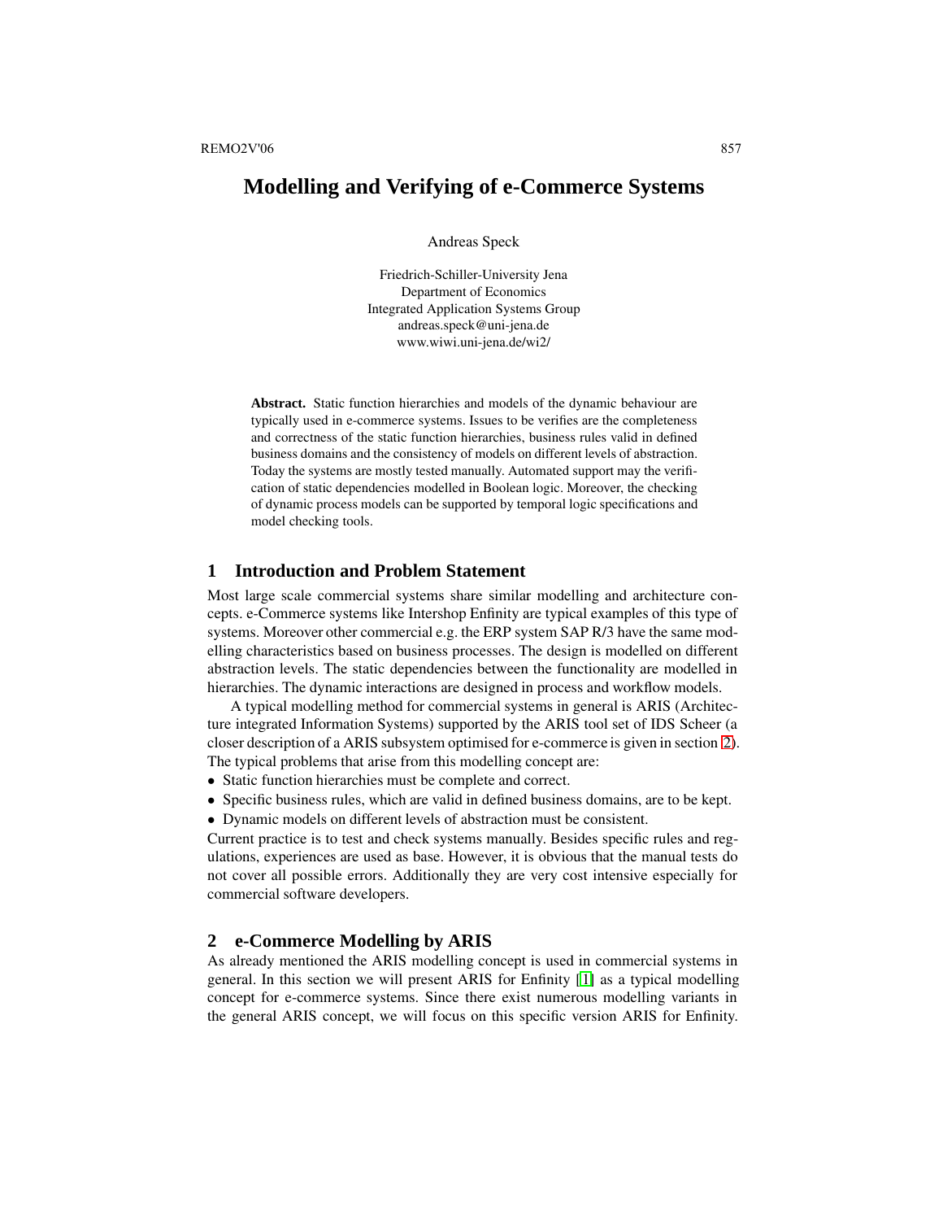# Modelling and Verifying of e-Commerce Systems

Andreas Speck

Friedrich-Schiller-University Jena
Department of Economics
Integrated Application Systems Group
andreas.speck@uni-jena.de
www.wiwi.uni-jena.de/wi2/

**Abstract.** Static function hierarchies and models of the dynamic behaviour are typically used in e-commerce systems. Issues to be verifies are the completeness and correctness of the static function hierarchies, business rules valid in defined business domains and the consistency of models on different levels of abstraction. Today the systems are mostly tested manually. Automated support may the verification of static dependencies modelled in Boolean logic. Moreover, the checking of dynamic process models can be supported by temporal logic specifications and model checking tools.

## 1 Introduction and Problem Statement

Most large scale commercial systems share similar modelling and architecture concepts. e-Commerce systems like Intershop Enfinity are typical examples of this type of systems. Moreover other commercial e.g. the ERP system SAP R/3 have the same modelling characteristics based on business processes. The design is modelled on different abstraction levels. The static dependencies between the functionality are modelled in hierarchies. The dynamic interactions are designed in process and workflow models.

A typical modelling method for commercial systems in general is ARIS (Architecture integrated Information Systems) supported by the ARIS tool set of IDS Scheer (a closer description of a ARIS subsystem optimised for e-commerce is given in section 2). The typical problems that arise from this modelling concept are:

- Static function hierarchies must be complete and correct.
- Specific business rules, which are valid in defined business domains, are to be kept.
- Dynamic models on different levels of abstraction must be consistent.

Current practice is to test and check systems manually. Besides specific rules and regulations, experiences are used as base. However, it is obvious that the manual tests do not cover all possible errors. Additionally they are very cost intensive especially for commercial software developers.

## 2 e-Commerce Modelling by ARIS

As already mentioned the ARIS modelling concept is used in commercial systems in general. In this section we will present ARIS for Enfinity [1] as a typical modelling concept for e-commerce systems. Since there exist numerous modelling variants in the general ARIS concept, we will focus on this specific version ARIS for Enfinity.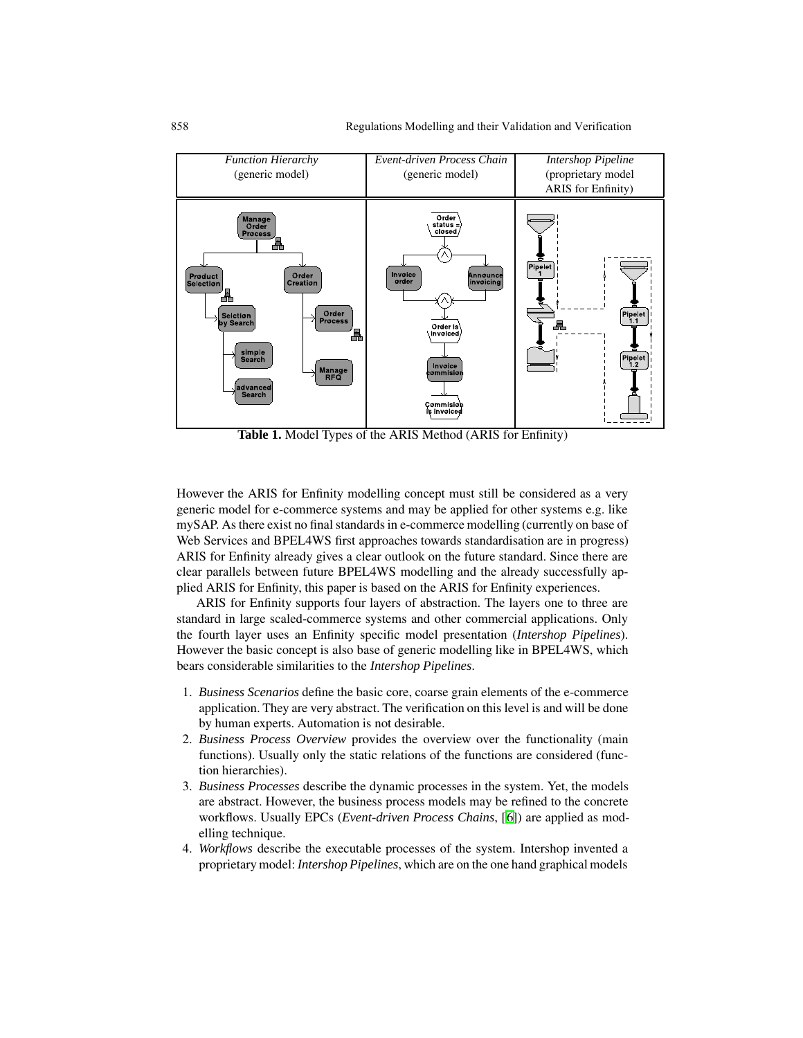| *Function Hierarchy* (generic model) | *Event-driven Process Chain* (generic model) | *Intershop Pipeline* (proprietary model ARIS for Enfinity) |
| --- | --- | --- |
| | | |

**Table 1.** Model Types of the ARIS Method (ARIS for Enfinity)

However the ARIS for Enfinity modelling concept must still be considered as a very generic model for e-commerce systems and may be applied for other systems e.g. like mySAP. As there exist no final standards in e-commerce modelling (currently on base of Web Services and BPEL4WS first approaches towards standardisation are in progress) ARIS for Enfinity already gives a clear outlook on the future standard. Since there are clear parallels between future BPEL4WS modelling and the already successfully applied ARIS for Enfinity, this paper is based on the ARIS for Enfinity experiences.

ARIS for Enfinity supports four layers of abstraction. The layers one to three are standard in large scaled-commerce systems and other commercial applications. Only the fourth layer uses an Enfinity specific model presentation (*Intershop Pipelines*). However the basic concept is also base of generic modelling like in BPEL4WS, which bears considerable similarities to the *Intershop Pipelines*.

1. *Business Scenarios* define the basic core, coarse grain elements of the e-commerce application. They are very abstract. The verification on this level is and will be done by human experts. Automation is not desirable.
2. *Business Process Overview* provides the overview over the functionality (main functions). Usually only the static relations of the functions are considered (function hierarchies).
3. *Business Processes* describe the dynamic processes in the system. Yet, the models are abstract. However, the business process models may be refined to the concrete workflows. Usually EPCs (*Event-driven Process Chains*, [6]) are applied as modelling technique.
4. *Workflows* describe the executable processes of the system. Intershop invented a proprietary model: *Intershop Pipelines*, which are on the one hand graphical models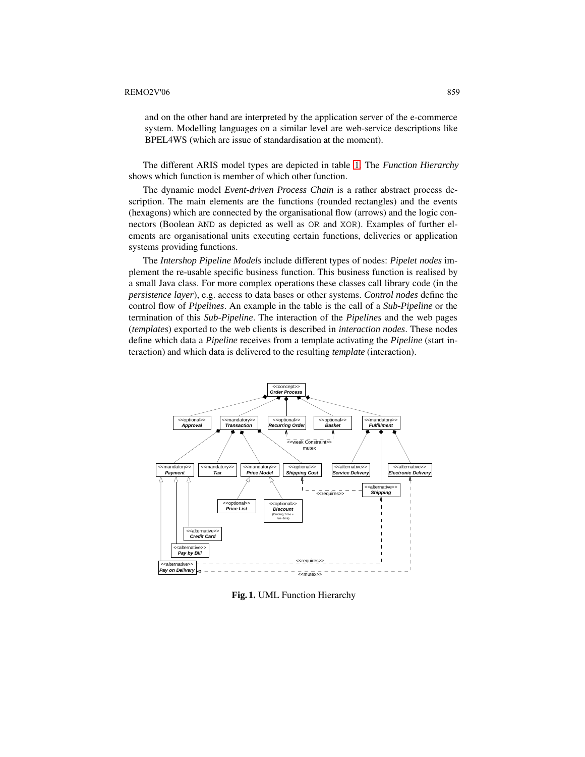and on the other hand are interpreted by the application server of the e-commerce system. Modelling languages on a similar level are web-service descriptions like BPEL4WS (which are issue of standardisation at the moment).

The different ARIS model types are depicted in table 1. The *Function Hierarchy* shows which function is member of which other function.

The dynamic model *Event-driven Process Chain* is a rather abstract process description. The main elements are the functions (rounded rectangles) and the events (hexagons) which are connected by the organisational flow (arrows) and the logic connectors (Boolean AND as depicted as well as OR and XOR). Examples of further elements are organisational units executing certain functions, deliveries or application systems providing functions.

The *Intershop Pipeline Models* include different types of nodes: *Pipelet nodes* implement the re-usable specific business function. This business function is realised by a small Java class. For more complex operations these classes call library code (in the *persistence layer*), e.g. access to data bases or other systems. *Control nodes* define the control flow of *Pipelines*. An example in the table is the call of a *Sub-Pipeline* or the termination of this *Sub-Pipeline*. The interaction of the *Pipelines* and the web pages (*templates*) exported to the web clients is described in *interaction nodes*. These nodes define which data a *Pipeline* receives from a template activating the *Pipeline* (start interaction) and which data is delivered to the resulting *template* (interaction).

**Fig. 1.** UML Function Hierarchy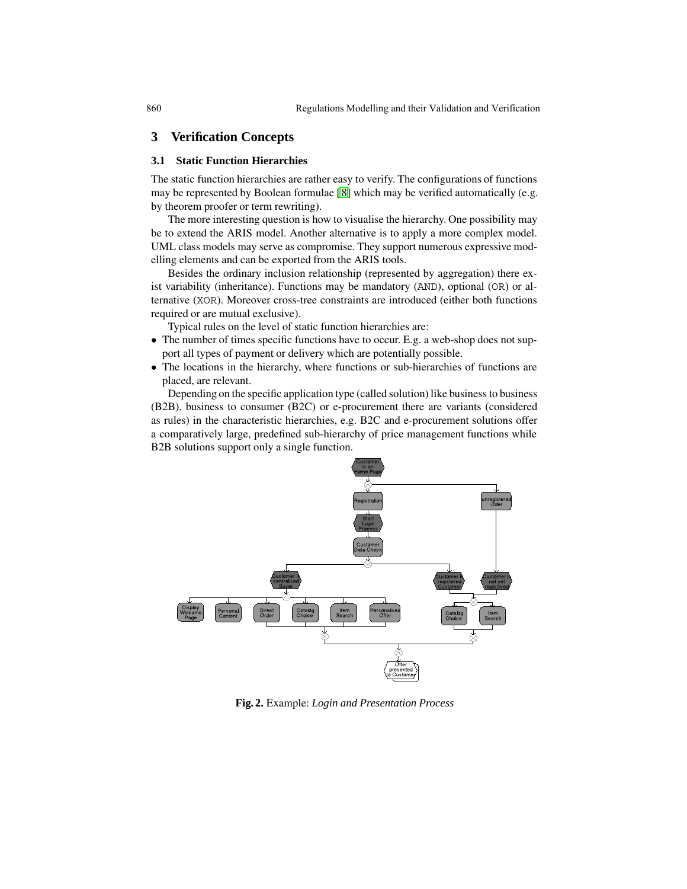## 3 Verification Concepts

### 3.1 Static Function Hierarchies

The static function hierarchies are rather easy to verify. The configurations of functions may be represented by Boolean formulae [8] which may be verified automatically (e.g. by theorem proofer or term rewriting).

The more interesting question is how to visualise the hierarchy. One possibility may be to extend the ARIS model. Another alternative is to apply a more complex model. UML class models may serve as compromise. They support numerous expressive modelling elements and can be exported from the ARIS tools.

Besides the ordinary inclusion relationship (represented by aggregation) there exist variability (inheritance). Functions may be mandatory (AND), optional (OR) or alternative (XOR). Moreover cross-tree constraints are introduced (either both functions required or are mutual exclusive).

Typical rules on the level of static function hierarchies are:

- The number of times specific functions have to occur. E.g. a web-shop does not support all types of payment or delivery which are potentially possible.
- The locations in the hierarchy, where functions or sub-hierarchies of functions are placed, are relevant.

Depending on the specific application type (called solution) like business to business (B2B), business to consumer (B2C) or e-procurement there are variants (considered as rules) in the characteristic hierarchies, e.g. B2C and e-procurement solutions offer a comparatively large, predefined sub-hierarchy of price management functions while B2B solutions support only a single function.

**Fig. 2.** Example: *Login and Presentation Process*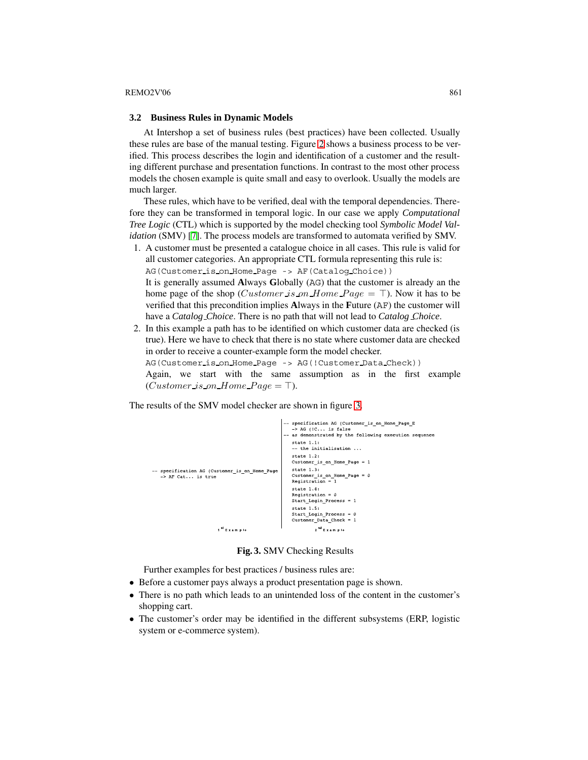### 3.2 Business Rules in Dynamic Models

At Intershop a set of business rules (best practices) have been collected. Usually these rules are base of the manual testing. Figure 2 shows a business process to be verified. This process describes the login and identification of a customer and the resulting different purchase and presentation functions. In contrast to the most other process models the chosen example is quite small and easy to overlook. Usually the models are much larger.

These rules, which have to be verified, deal with the temporal dependencies. Therefore they can be transformed in temporal logic. In our case we apply *Computational Tree Logic* (CTL) which is supported by the model checking tool *Symbolic Model Validation* (SMV) [7]. The process models are transformed to automata verified by SMV.

1. A customer must be presented a catalogue choice in all cases. This rule is valid for all customer categories. An appropriate CTL formula representing this rule is:
   `AG(Customer_is_on_Home_Page -> AF(Catalog_Choice))`
   It is generally assumed **A**lways **G**lobally (`AG`) that the customer is already an the home page of the shop ($Customer\_is\_on\_Home\_Page = \top$). Now it has to be verified that this precondition implies **A**lways in the **F**uture (`AF`) the customer will have a *Catalog_Choice*. There is no path that will not lead to *Catalog_Choice*.
2. In this example a path has to be identified on which customer data are checked (is true). Here we have to check that there is no state where customer data are checked in order to receive a counter-example form the model checker.
   `AG(Customer_is_on_Home_Page -> AG(!Customer_Data_Check))`
   Again, we start with the same assumption as in the first example ($Customer\_is\_on\_Home\_Page = \top$).

The results of the SMV model checker are shown in figure 3.

```
-- specification AG (Customer_is_on_Home_Page
   -> AF Cat... is true
```

1st Example

```
-- specification AG (Customer_is_on_Home_Page_E
   -> AG (!C... is false
-- as demonstrated by the following execution sequence
   state 1.1:
   -- the initialisation ...
   state 1.2:
   Customer_is_on_Home_Page = 1
   state 1.3:
   Customer_is_on_Home_Page = 0
   Registration = 1
   state 1.4:
   Registration = 0
   Start_Login_Process = 1
   state 1.5:
   Start_Login_Process = 0
   Customer_Data_Check = 1
```

2nd Example

**Fig. 3.** SMV Checking Results

Further examples for best practices / business rules are:

- Before a customer pays always a product presentation page is shown.
- There is no path which leads to an unintended loss of the content in the customer's shopping cart.
- The customer's order may be identified in the different subsystems (ERP, logistic system or e-commerce system).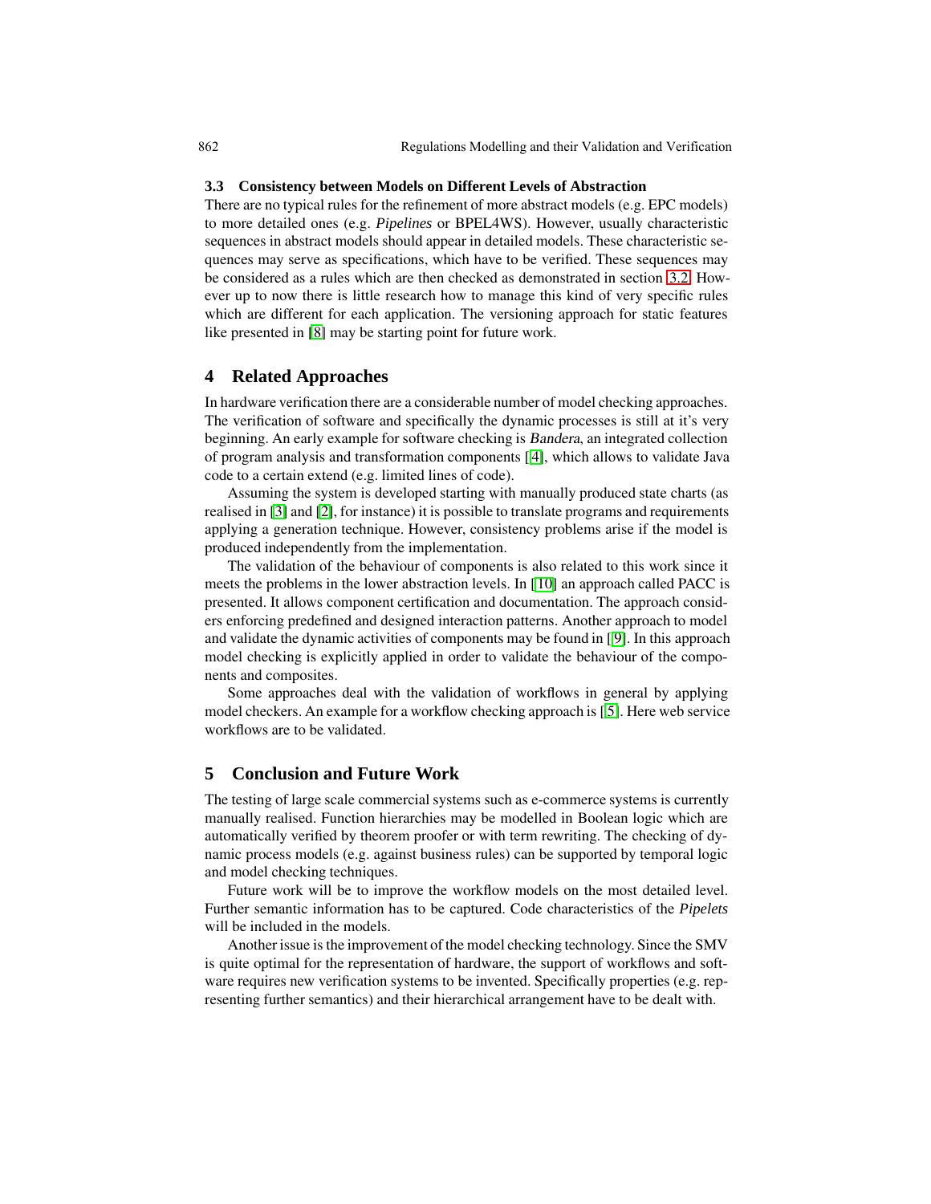### 3.3 Consistency between Models on Different Levels of Abstraction

There are no typical rules for the refinement of more abstract models (e.g. EPC models) to more detailed ones (e.g. *Pipelines* or BPEL4WS). However, usually characteristic sequences in abstract models should appear in detailed models. These characteristic sequences may serve as specifications, which have to be verified. These sequences may be considered as a rules which are then checked as demonstrated in section 3.2. However up to now there is little research how to manage this kind of very specific rules which are different for each application. The versioning approach for static features like presented in [8] may be starting point for future work.

## 4 Related Approaches

In hardware verification there are a considerable number of model checking approaches. The verification of software and specifically the dynamic processes is still at it's very beginning. An early example for software checking is *Bandera*, an integrated collection of program analysis and transformation components [4], which allows to validate Java code to a certain extend (e.g. limited lines of code).

Assuming the system is developed starting with manually produced state charts (as realised in [3] and [2], for instance) it is possible to translate programs and requirements applying a generation technique. However, consistency problems arise if the model is produced independently from the implementation.

The validation of the behaviour of components is also related to this work since it meets the problems in the lower abstraction levels. In [10] an approach called PACC is presented. It allows component certification and documentation. The approach considers enforcing predefined and designed interaction patterns. Another approach to model and validate the dynamic activities of components may be found in [9]. In this approach model checking is explicitly applied in order to validate the behaviour of the components and composites.

Some approaches deal with the validation of workflows in general by applying model checkers. An example for a workflow checking approach is [5]. Here web service workflows are to be validated.

## 5 Conclusion and Future Work

The testing of large scale commercial systems such as e-commerce systems is currently manually realised. Function hierarchies may be modelled in Boolean logic which are automatically verified by theorem proofer or with term rewriting. The checking of dynamic process models (e.g. against business rules) can be supported by temporal logic and model checking techniques.

Future work will be to improve the workflow models on the most detailed level. Further semantic information has to be captured. Code characteristics of the *Pipelets* will be included in the models.

Another issue is the improvement of the model checking technology. Since the SMV is quite optimal for the representation of hardware, the support of workflows and software requires new verification systems to be invented. Specifically properties (e.g. representing further semantics) and their hierarchical arrangement have to be dealt with.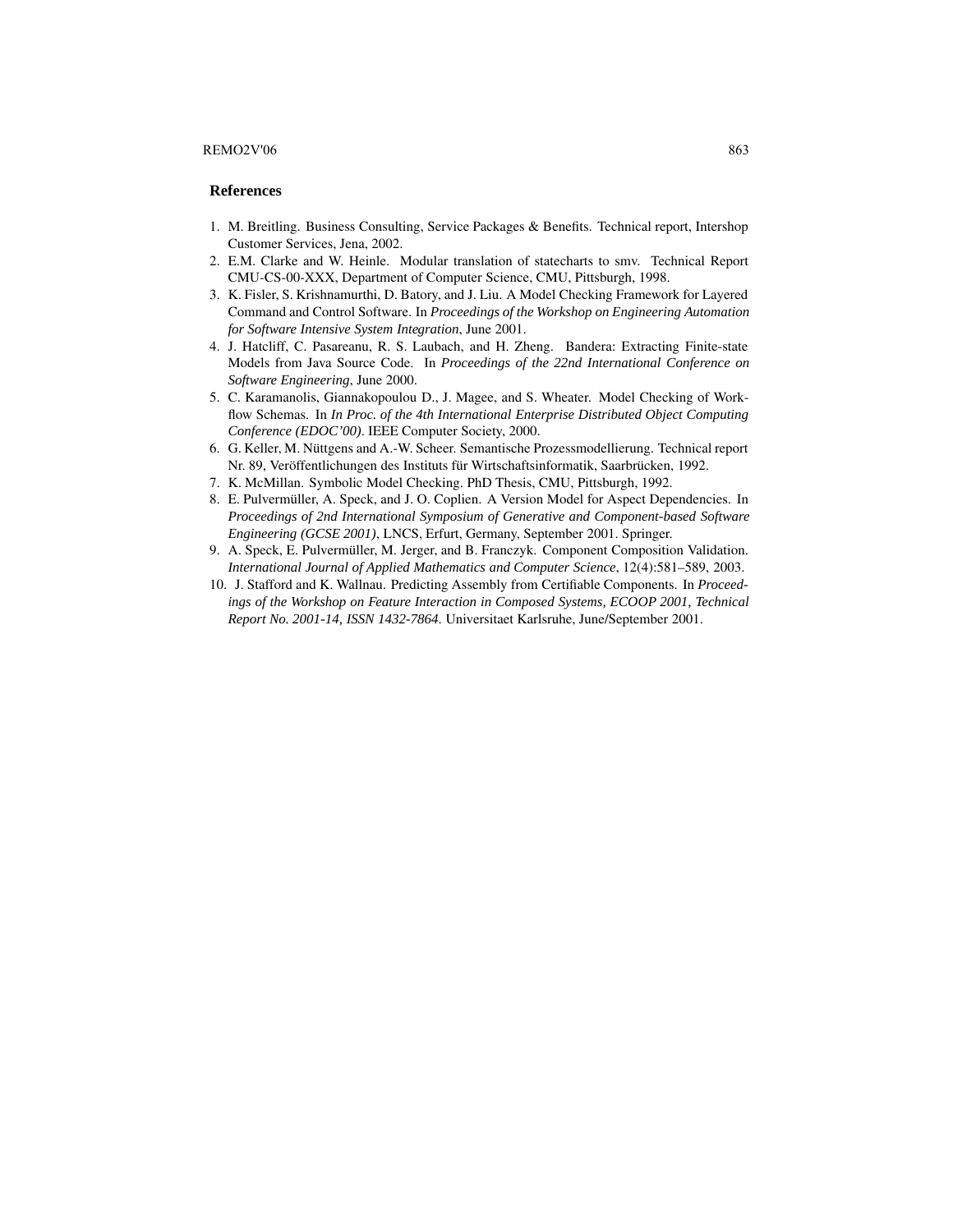## References

1. M. Breitling. Business Consulting, Service Packages & Benefits. Technical report, Intershop Customer Services, Jena, 2002.
2. E.M. Clarke and W. Heinle. Modular translation of statecharts to smv. Technical Report CMU-CS-00-XXX, Department of Computer Science, CMU, Pittsburgh, 1998.
3. K. Fisler, S. Krishnamurthi, D. Batory, and J. Liu. A Model Checking Framework for Layered Command and Control Software. In *Proceedings of the Workshop on Engineering Automation for Software Intensive System Integration*, June 2001.
4. J. Hatcliff, C. Pasareanu, R. S. Laubach, and H. Zheng. Bandera: Extracting Finite-state Models from Java Source Code. In *Proceedings of the 22nd International Conference on Software Engineering*, June 2000.
5. C. Karamanolis, Giannakopoulou D., J. Magee, and S. Wheater. Model Checking of Workflow Schemas. In *In Proc. of the 4th International Enterprise Distributed Object Computing Conference (EDOC'00)*. IEEE Computer Society, 2000.
6. G. Keller, M. Nüttgens and A.-W. Scheer. Semantische Prozessmodellierung. Technical report Nr. 89, Veröffentlichungen des Instituts für Wirtschaftsinformatik, Saarbrücken, 1992.
7. K. McMillan. Symbolic Model Checking. PhD Thesis, CMU, Pittsburgh, 1992.
8. E. Pulvermüller, A. Speck, and J. O. Coplien. A Version Model for Aspect Dependencies. In *Proceedings of 2nd International Symposium of Generative and Component-based Software Engineering (GCSE 2001)*, LNCS, Erfurt, Germany, September 2001. Springer.
9. A. Speck, E. Pulvermüller, M. Jerger, and B. Franczyk. Component Composition Validation. *International Journal of Applied Mathematics and Computer Science*, 12(4):581–589, 2003.
10. J. Stafford and K. Wallnau. Predicting Assembly from Certifiable Components. In *Proceedings of the Workshop on Feature Interaction in Composed Systems, ECOOP 2001, Technical Report No. 2001-14, ISSN 1432-7864*. Universitaet Karlsruhe, June/September 2001.